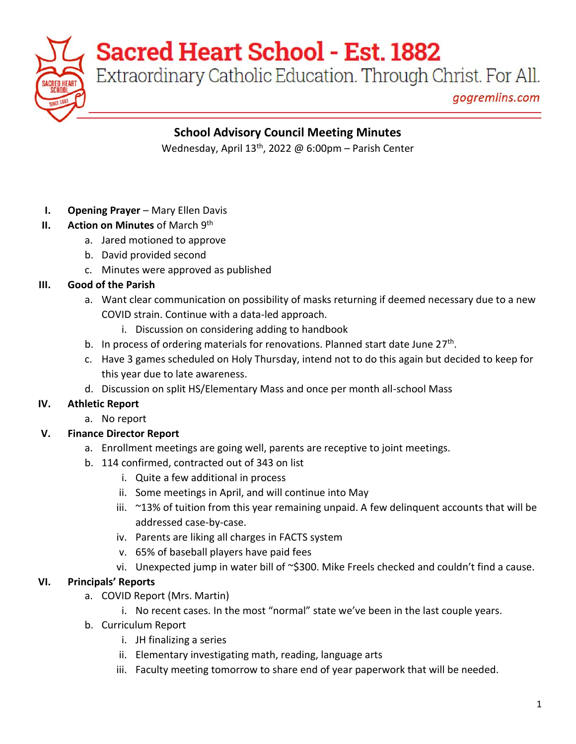# Sacred Heart School - Est. 1882

Extraordinary Catholic Education. Through Christ. For All.

gogremlins.com

## School Advisory Council Meeting Minutes

Wednesday, April 13th, 2022 @ 6:00pm – Parish Center

I. **Opening Prayer** – Mary Ellen Davis

II. **Action on Minutes** of March 9th
   a. Jared motioned to approve
   b. David provided second
   c. Minutes were approved as published

III. **Good of the Parish**
   a. Want clear communication on possibility of masks returning if deemed necessary due to a new COVID strain. Continue with a data-led approach.
      i. Discussion on considering adding to handbook
   b. In process of ordering materials for renovations. Planned start date June 27th.
   c. Have 3 games scheduled on Holy Thursday, intend not to do this again but decided to keep for this year due to late awareness.
   d. Discussion on split HS/Elementary Mass and once per month all-school Mass

IV. **Athletic Report**
   a. No report

V. **Finance Director Report**
   a. Enrollment meetings are going well, parents are receptive to joint meetings.
   b. 114 confirmed, contracted out of 343 on list
      i. Quite a few additional in process
      ii. Some meetings in April, and will continue into May
      iii. ~13% of tuition from this year remaining unpaid. A few delinquent accounts that will be addressed case-by-case.
      iv. Parents are liking all charges in FACTS system
      v. 65% of baseball players have paid fees
      vi. Unexpected jump in water bill of ~$300. Mike Freels checked and couldn't find a cause.

VI. **Principals' Reports**
   a. COVID Report (Mrs. Martin)
      i. No recent cases. In the most "normal" state we've been in the last couple years.
   b. Curriculum Report
      i. JH finalizing a series
      ii. Elementary investigating math, reading, language arts
      iii. Faculty meeting tomorrow to share end of year paperwork that will be needed.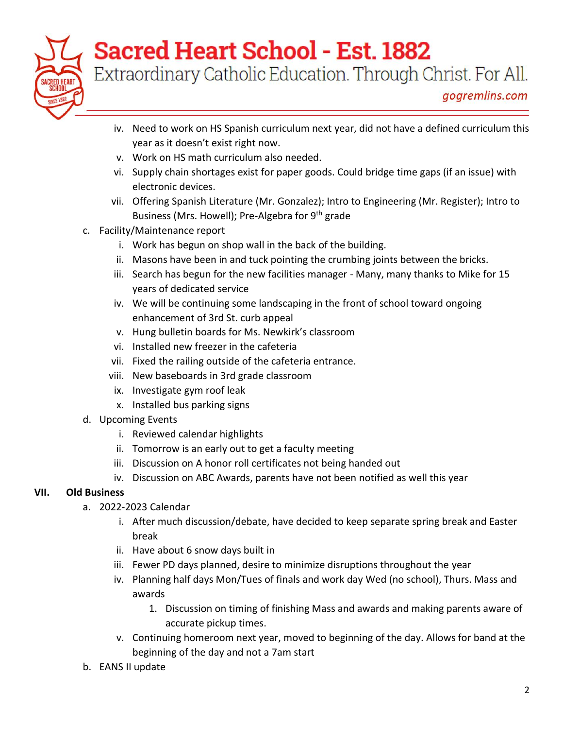iv. Need to work on HS Spanish curriculum next year, did not have a defined curriculum this year as it doesn't exist right now.
   v. Work on HS math curriculum also needed.
   vi. Supply chain shortages exist for paper goods. Could bridge time gaps (if an issue) with electronic devices.
   vii. Offering Spanish Literature (Mr. Gonzalez); Intro to Engineering (Mr. Register); Intro to Business (Mrs. Howell); Pre-Algebra for 9th grade

c. Facility/Maintenance report
   i. Work has begun on shop wall in the back of the building.
   ii. Masons have been in and tuck pointing the crumbing joints between the bricks.
   iii. Search has begun for the new facilities manager - Many, many thanks to Mike for 15 years of dedicated service
   iv. We will be continuing some landscaping in the front of school toward ongoing enhancement of 3rd St. curb appeal
   v. Hung bulletin boards for Ms. Newkirk's classroom
   vi. Installed new freezer in the cafeteria
   vii. Fixed the railing outside of the cafeteria entrance.
   viii. New baseboards in 3rd grade classroom
   ix. Investigate gym roof leak
   x. Installed bus parking signs

d. Upcoming Events
   i. Reviewed calendar highlights
   ii. Tomorrow is an early out to get a faculty meeting
   iii. Discussion on A honor roll certificates not being handed out
   iv. Discussion on ABC Awards, parents have not been notified as well this year

**VII. Old Business**

a. 2022-2023 Calendar
   i. After much discussion/debate, have decided to keep separate spring break and Easter break
   ii. Have about 6 snow days built in
   iii. Fewer PD days planned, desire to minimize disruptions throughout the year
   iv. Planning half days Mon/Tues of finals and work day Wed (no school), Thurs. Mass and awards
      1. Discussion on timing of finishing Mass and awards and making parents aware of accurate pickup times.
   v. Continuing homeroom next year, moved to beginning of the day. Allows for band at the beginning of the day and not a 7am start

b. EANS II update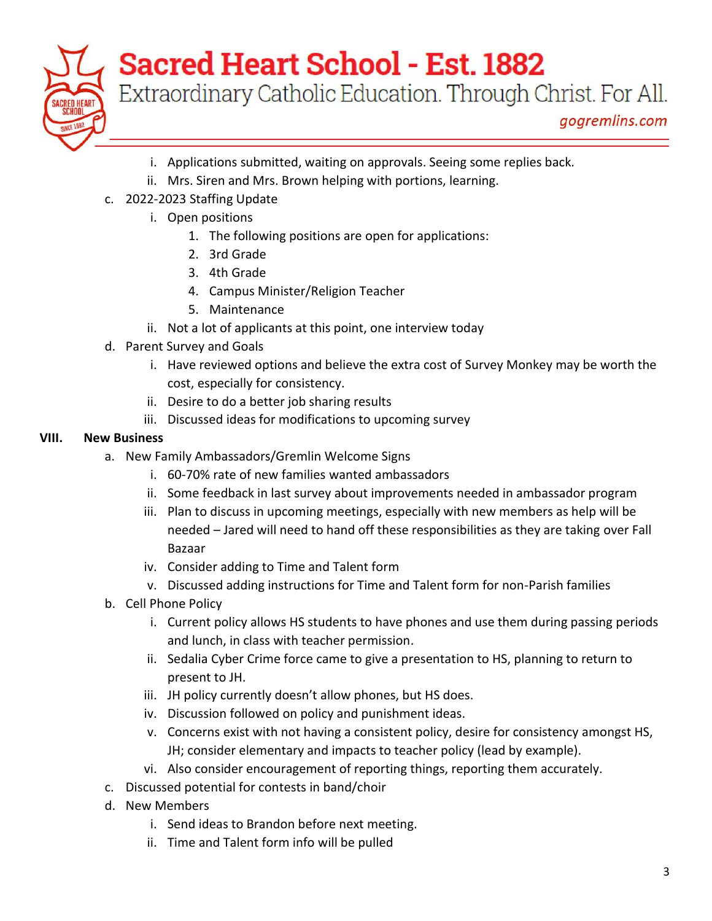i. Applications submitted, waiting on approvals. Seeing some replies back.
ii. Mrs. Siren and Mrs. Brown helping with portions, learning.

c. 2022-2023 Staffing Update
   i. Open positions
      1. The following positions are open for applications:
      2. 3rd Grade
      3. 4th Grade
      4. Campus Minister/Religion Teacher
      5. Maintenance
   ii. Not a lot of applicants at this point, one interview today

d. Parent Survey and Goals
   i. Have reviewed options and believe the extra cost of Survey Monkey may be worth the cost, especially for consistency.
   ii. Desire to do a better job sharing results
   iii. Discussed ideas for modifications to upcoming survey

**VIII. New Business**

a. New Family Ambassadors/Gremlin Welcome Signs
   i. 60-70% rate of new families wanted ambassadors
   ii. Some feedback in last survey about improvements needed in ambassador program
   iii. Plan to discuss in upcoming meetings, especially with new members as help will be needed – Jared will need to hand off these responsibilities as they are taking over Fall Bazaar
   iv. Consider adding to Time and Talent form
   v. Discussed adding instructions for Time and Talent form for non-Parish families

b. Cell Phone Policy
   i. Current policy allows HS students to have phones and use them during passing periods and lunch, in class with teacher permission.
   ii. Sedalia Cyber Crime force came to give a presentation to HS, planning to return to present to JH.
   iii. JH policy currently doesn't allow phones, but HS does.
   iv. Discussion followed on policy and punishment ideas.
   v. Concerns exist with not having a consistent policy, desire for consistency amongst HS, JH; consider elementary and impacts to teacher policy (lead by example).
   vi. Also consider encouragement of reporting things, reporting them accurately.

c. Discussed potential for contests in band/choir

d. New Members
   i. Send ideas to Brandon before next meeting.
   ii. Time and Talent form info will be pulled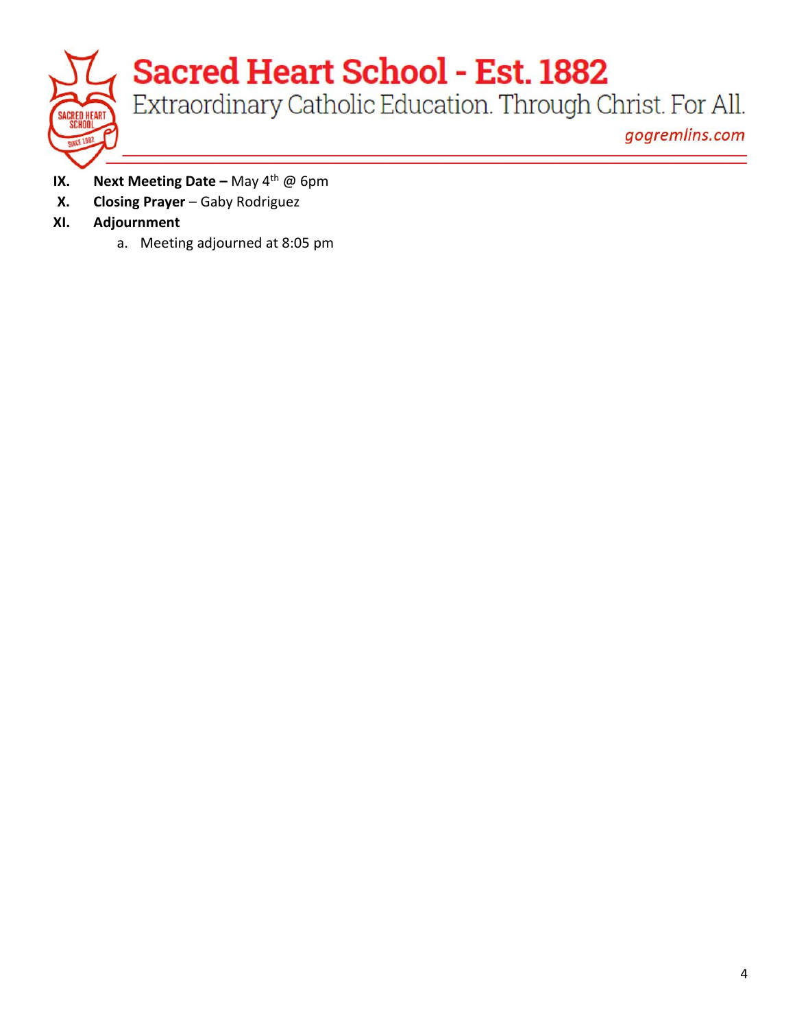IX. **Next Meeting Date –** May 4th @ 6pm

X. **Closing Prayer** – Gaby Rodriguez

XI. **Adjournment**

   a. Meeting adjourned at 8:05 pm